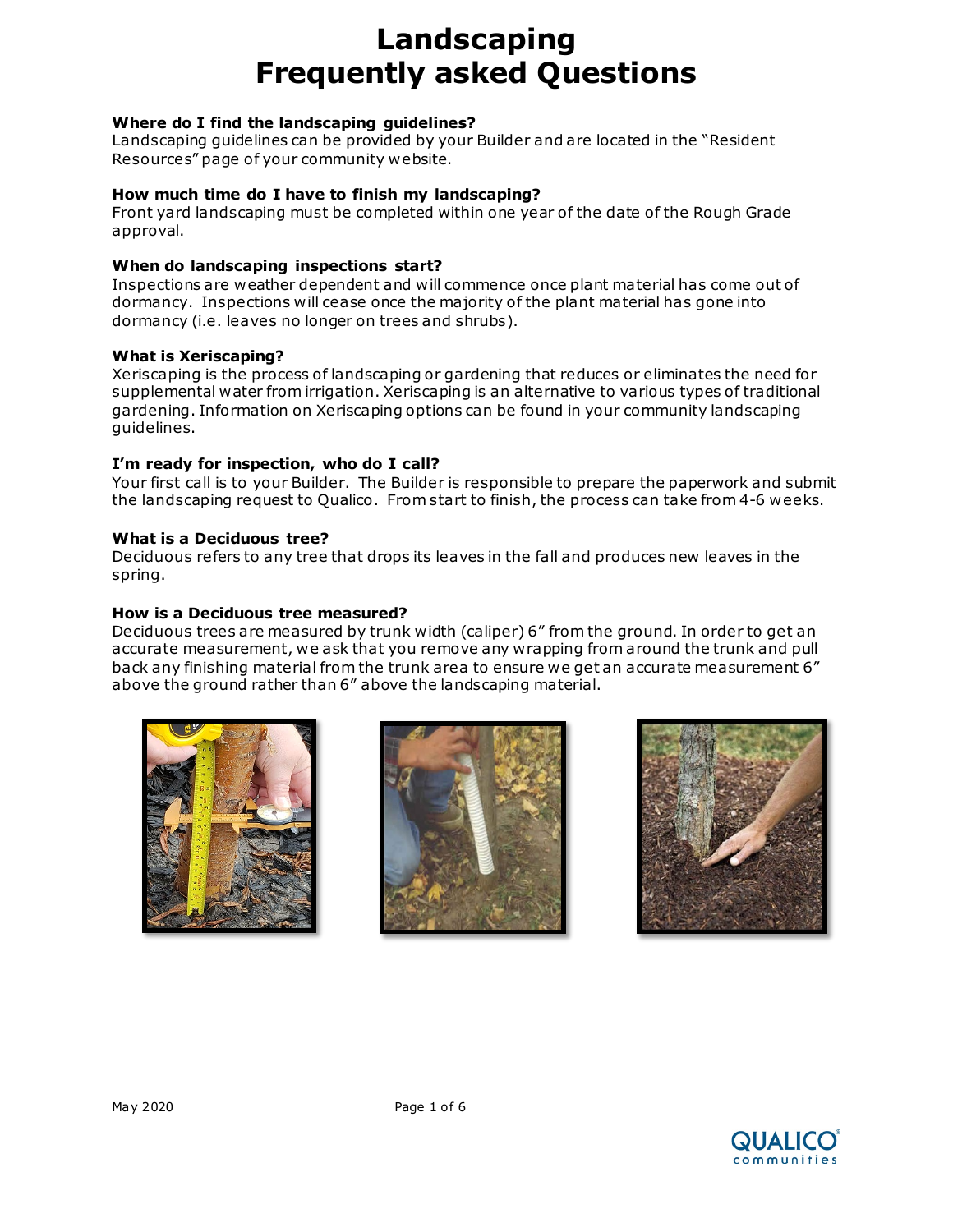# Landscaping Frequently asked Questions

**Where do I find the landscaping guidelines?**
Landscaping guidelines can be provided by your Builder and are located in the "Resident Resources" page of your community website.

**How much time do I have to finish my landscaping?**
Front yard landscaping must be completed within one year of the date of the Rough Grade approval.

**When do landscaping inspections start?**
Inspections are weather dependent and will commence once plant material has come out of dormancy. Inspections will cease once the majority of the plant material has gone into dormancy (i.e. leaves no longer on trees and shrubs).

**What is Xeriscaping?**
Xeriscaping is the process of landscaping or gardening that reduces or eliminates the need for supplemental water from irrigation. Xeriscaping is an alternative to various types of traditional gardening. Information on Xeriscaping options can be found in your community landscaping guidelines.

**I'm ready for inspection, who do I call?**
Your first call is to your Builder. The Builder is responsible to prepare the paperwork and submit the landscaping request to Qualico. From start to finish, the process can take from 4-6 weeks.

**What is a Deciduous tree?**
Deciduous refers to any tree that drops its leaves in the fall and produces new leaves in the spring.

**How is a Deciduous tree measured?**
Deciduous trees are measured by trunk width (caliper) 6" from the ground. In order to get an accurate measurement, we ask that you remove any wrapping from around the trunk and pull back any finishing material from the trunk area to ensure we get an accurate measurement 6" above the ground rather than 6" above the landscaping material.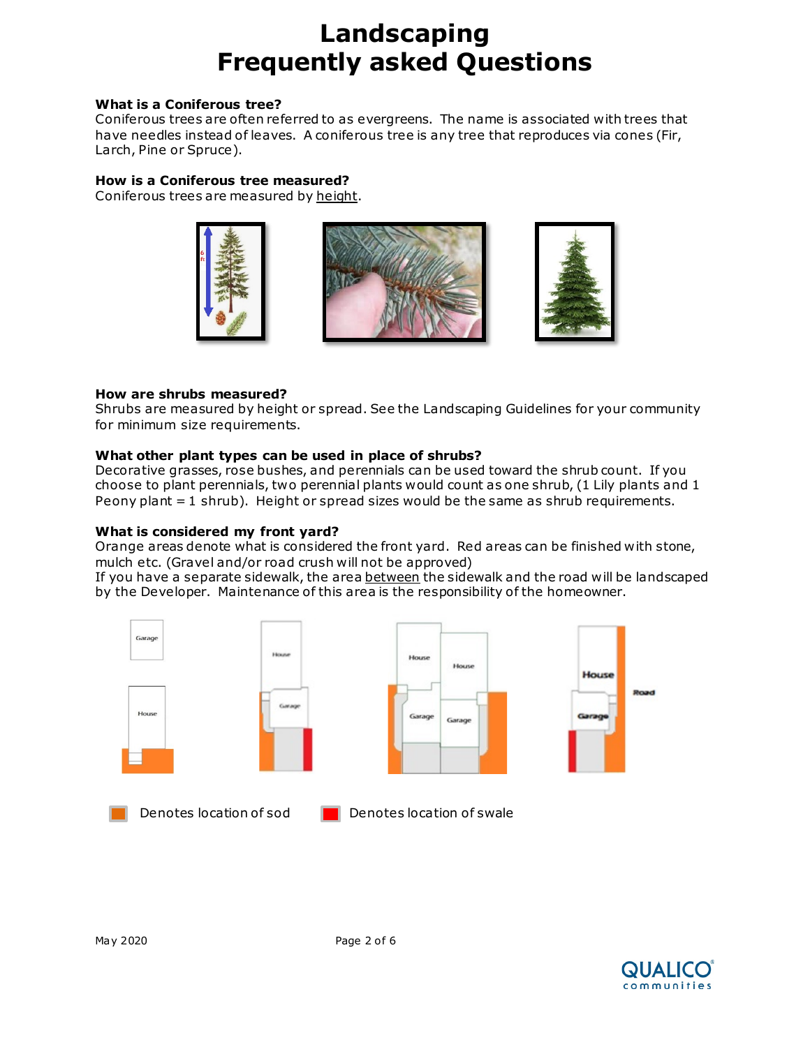# Landscaping
# Frequently asked Questions

**What is a Coniferous tree?**
Coniferous trees are often referred to as evergreens. The name is associated with trees that have needles instead of leaves. A coniferous tree is any tree that reproduces via cones (Fir, Larch, Pine or Spruce).

**How is a Coniferous tree measured?**
Coniferous trees are measured by height.

**How are shrubs measured?**
Shrubs are measured by height or spread. See the Landscaping Guidelines for your community for minimum size requirements.

**What other plant types can be used in place of shrubs?**
Decorative grasses, rose bushes, and perennials can be used toward the shrub count. If you choose to plant perennials, two perennial plants would count as one shrub, (1 Lily plants and 1 Peony plant = 1 shrub). Height or spread sizes would be the same as shrub requirements.

**What is considered my front yard?**
Orange areas denote what is considered the front yard. Red areas can be finished with stone, mulch etc. (Gravel and/or road crush will not be approved)
If you have a separate sidewalk, the area between the sidewalk and the road will be landscaped by the Developer. Maintenance of this area is the responsibility of the homeowner.

Denotes location of sod    Denotes location of swale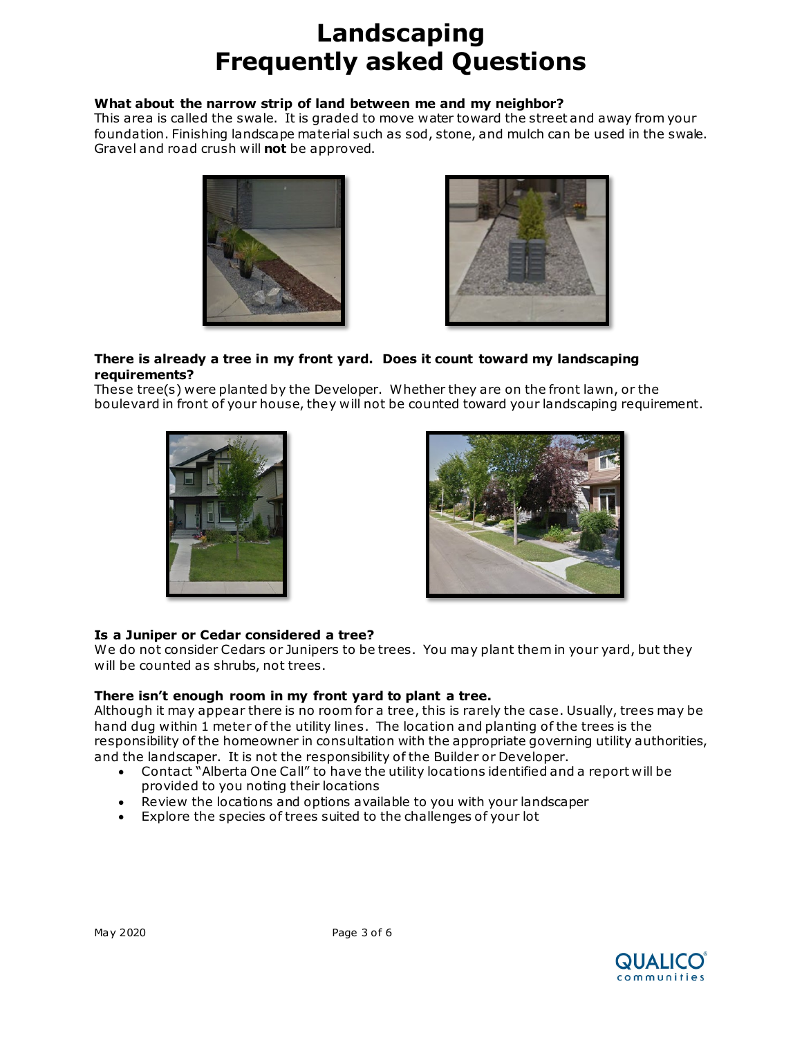# Landscaping
# Frequently asked Questions

**What about the narrow strip of land between me and my neighbor?**
This area is called the swale. It is graded to move water toward the street and away from your foundation. Finishing landscape material such as sod, stone, and mulch can be used in the swale. Gravel and road crush will **not** be approved.

**There is already a tree in my front yard. Does it count toward my landscaping requirements?**
These tree(s) were planted by the Developer. Whether they are on the front lawn, or the boulevard in front of your house, they will not be counted toward your landscaping requirement.

**Is a Juniper or Cedar considered a tree?**
We do not consider Cedars or Junipers to be trees. You may plant them in your yard, but they will be counted as shrubs, not trees.

**There isn't enough room in my front yard to plant a tree.**
Although it may appear there is no room for a tree, this is rarely the case. Usually, trees may be hand dug within 1 meter of the utility lines. The location and planting of the trees is the responsibility of the homeowner in consultation with the appropriate governing utility authorities, and the landscaper. It is not the responsibility of the Builder or Developer.

- Contact "Alberta One Call" to have the utility locations identified and a report will be provided to you noting their locations
- Review the locations and options available to you with your landscaper
- Explore the species of trees suited to the challenges of your lot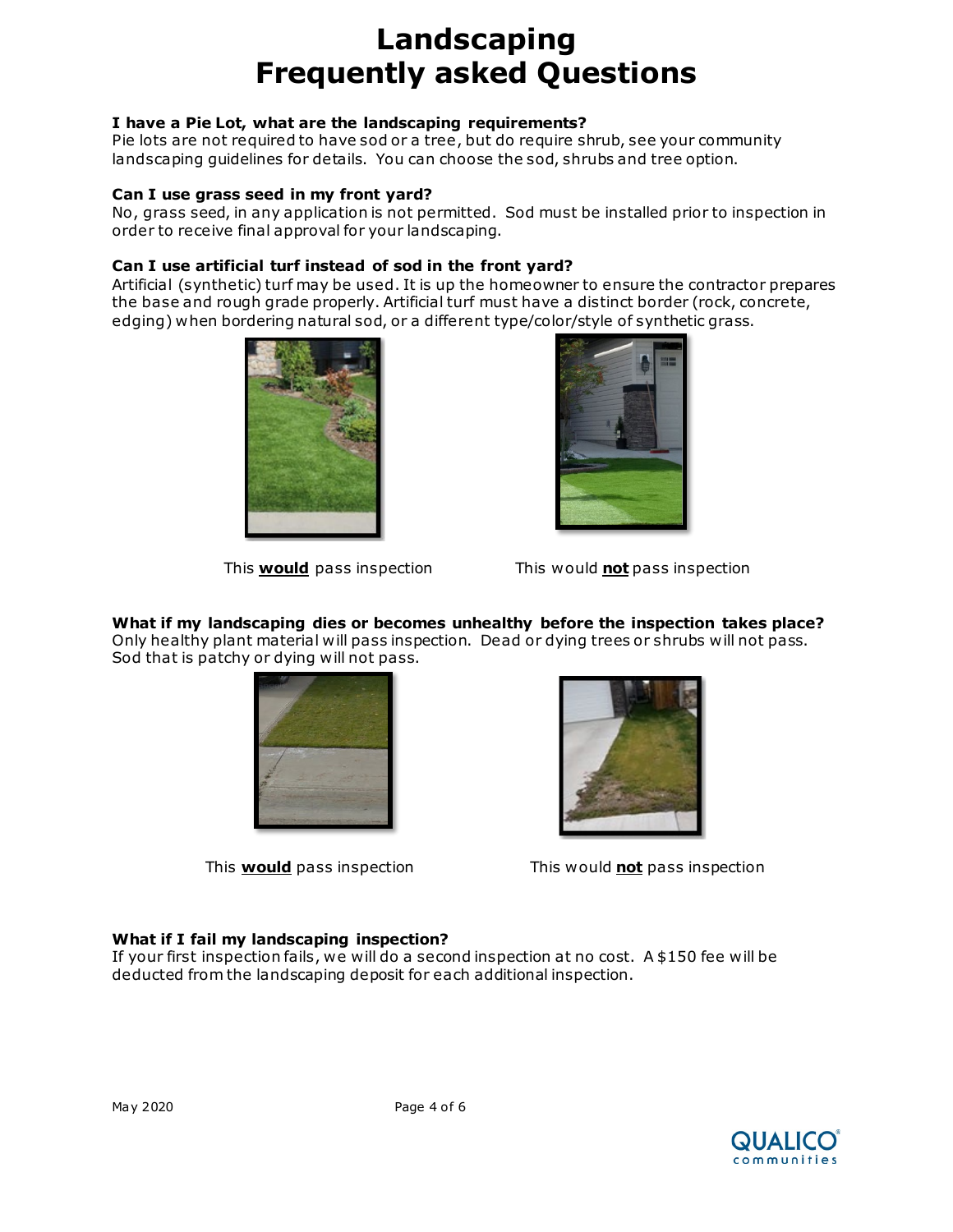# Landscaping Frequently asked Questions

**I have a Pie Lot, what are the landscaping requirements?**
Pie lots are not required to have sod or a tree, but do require shrub, see your community landscaping guidelines for details. You can choose the sod, shrubs and tree option.

**Can I use grass seed in my front yard?**
No, grass seed, in any application is not permitted. Sod must be installed prior to inspection in order to receive final approval for your landscaping.

**Can I use artificial turf instead of sod in the front yard?**
Artificial (synthetic) turf may be used. It is up the homeowner to ensure the contractor prepares the base and rough grade properly. Artificial turf must have a distinct border (rock, concrete, edging) when bordering natural sod, or a different type/color/style of synthetic grass.

This **would** pass inspection

This would **not** pass inspection

**What if my landscaping dies or becomes unhealthy before the inspection takes place?**
Only healthy plant material will pass inspection. Dead or dying trees or shrubs will not pass. Sod that is patchy or dying will not pass.

This **would** pass inspection

This would **not** pass inspection

**What if I fail my landscaping inspection?**
If your first inspection fails, we will do a second inspection at no cost. A $150 fee will be deducted from the landscaping deposit for each additional inspection.

May 2020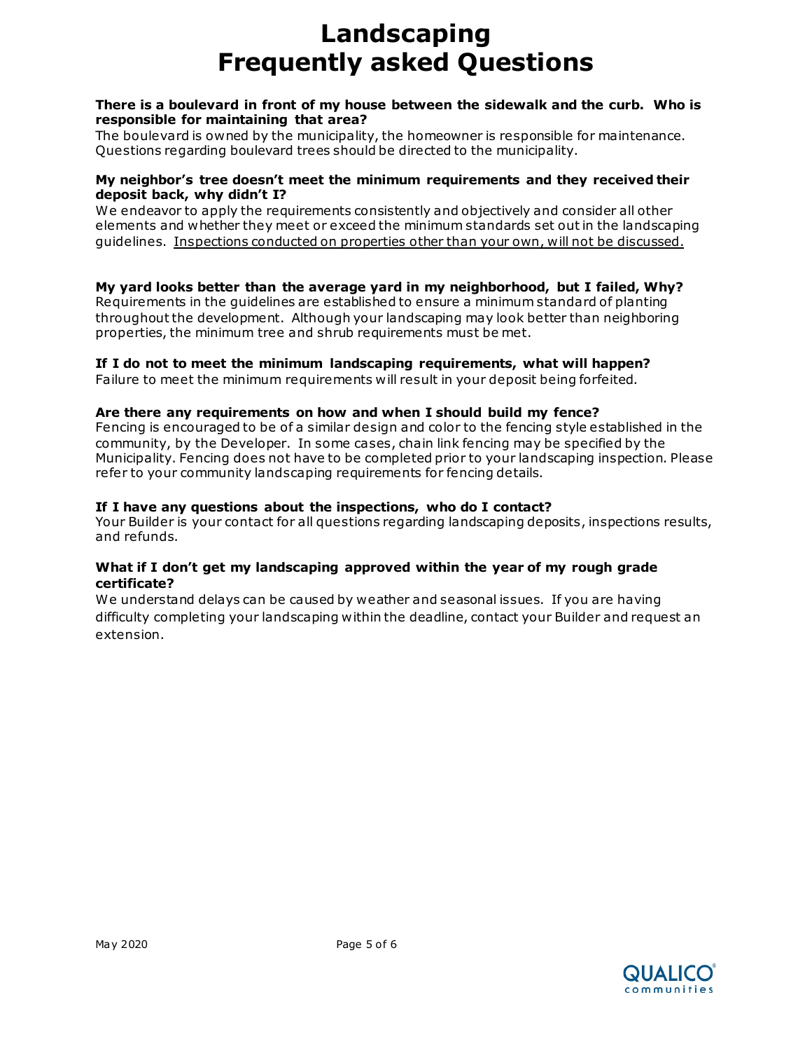# Landscaping
# Frequently asked Questions

**There is a boulevard in front of my house between the sidewalk and the curb. Who is responsible for maintaining that area?**
The boulevard is owned by the municipality, the homeowner is responsible for maintenance. Questions regarding boulevard trees should be directed to the municipality.

**My neighbor's tree doesn't meet the minimum requirements and they received their deposit back, why didn't I?**
We endeavor to apply the requirements consistently and objectively and consider all other elements and whether they meet or exceed the minimum standards set out in the landscaping guidelines. <u>Inspections conducted on properties other than your own, will not be discussed.</u>

**My yard looks better than the average yard in my neighborhood, but I failed, Why?**
Requirements in the guidelines are established to ensure a minimum standard of planting throughout the development. Although your landscaping may look better than neighboring properties, the minimum tree and shrub requirements must be met.

**If I do not to meet the minimum landscaping requirements, what will happen?**
Failure to meet the minimum requirements will result in your deposit being forfeited.

**Are there any requirements on how and when I should build my fence?**
Fencing is encouraged to be of a similar design and color to the fencing style established in the community, by the Developer. In some cases, chain link fencing may be specified by the Municipality. Fencing does not have to be completed prior to your landscaping inspection. Please refer to your community landscaping requirements for fencing details.

**If I have any questions about the inspections, who do I contact?**
Your Builder is your contact for all questions regarding landscaping deposits, inspections results, and refunds.

**What if I don't get my landscaping approved within the year of my rough grade certificate?**
We understand delays can be caused by weather and seasonal issues. If you are having difficulty completing your landscaping within the deadline, contact your Builder and request an extension.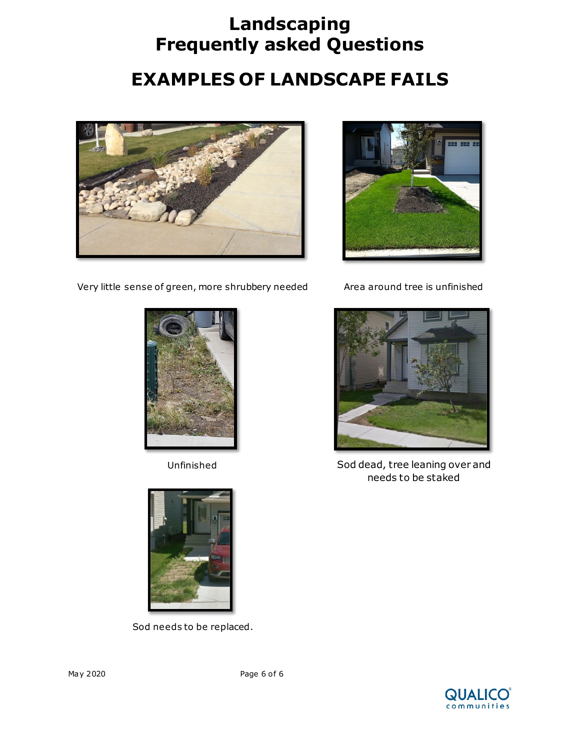# Landscaping Frequently asked Questions

## EXAMPLES OF LANDSCAPE FAILS

Very little sense of green, more shrubbery needed

Area around tree is unfinished

Unfinished

Sod dead, tree leaning over and needs to be staked

Sod needs to be replaced.